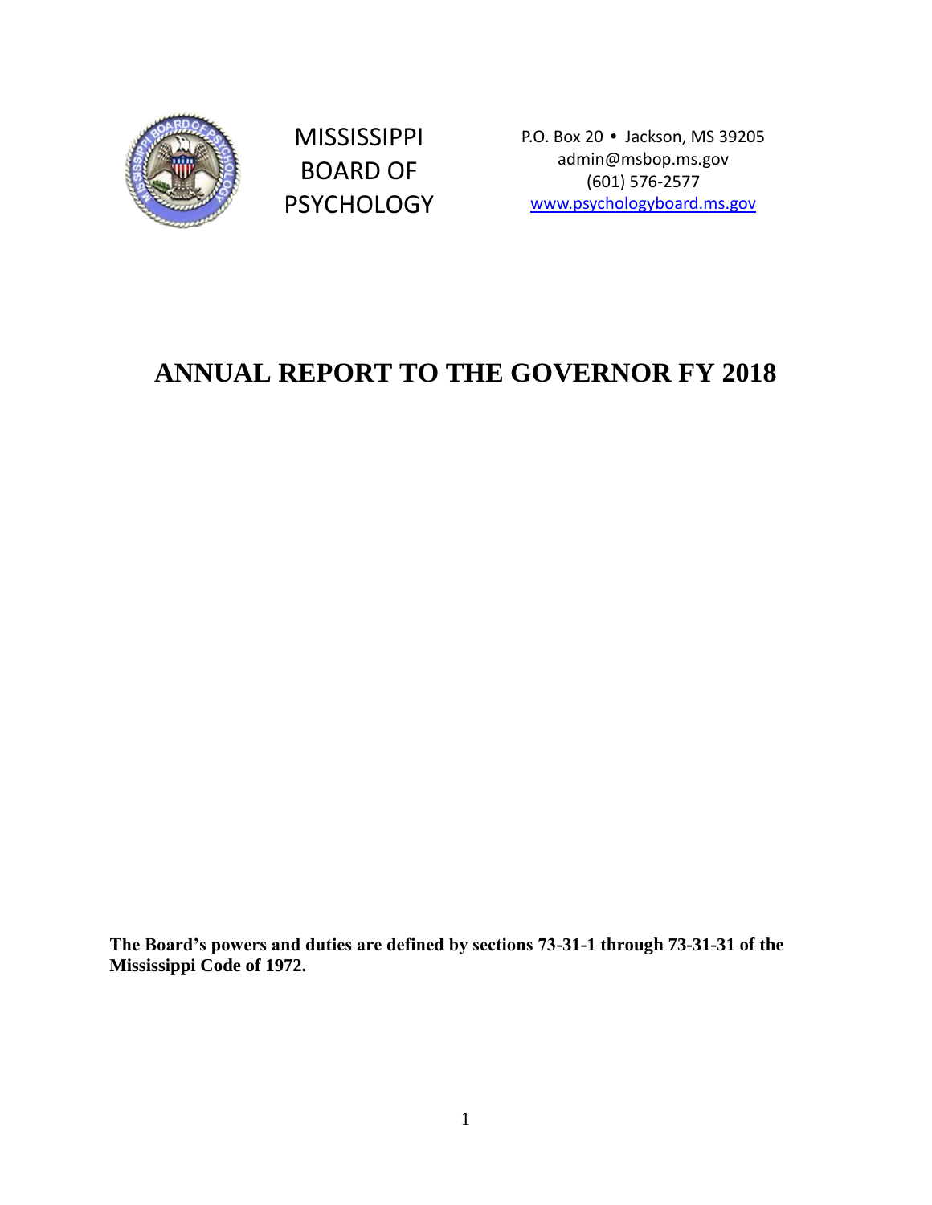MISSISSIPPI BOARD OF PSYCHOLOGY

P.O. Box 20 • Jackson, MS 39205
admin@msbop.ms.gov
(601) 576-2577
www.psychologyboard.ms.gov

# ANNUAL REPORT TO THE GOVERNOR FY 2018

**The Board's powers and duties are defined by sections 73-31-1 through 73-31-31 of the Mississippi Code of 1972.**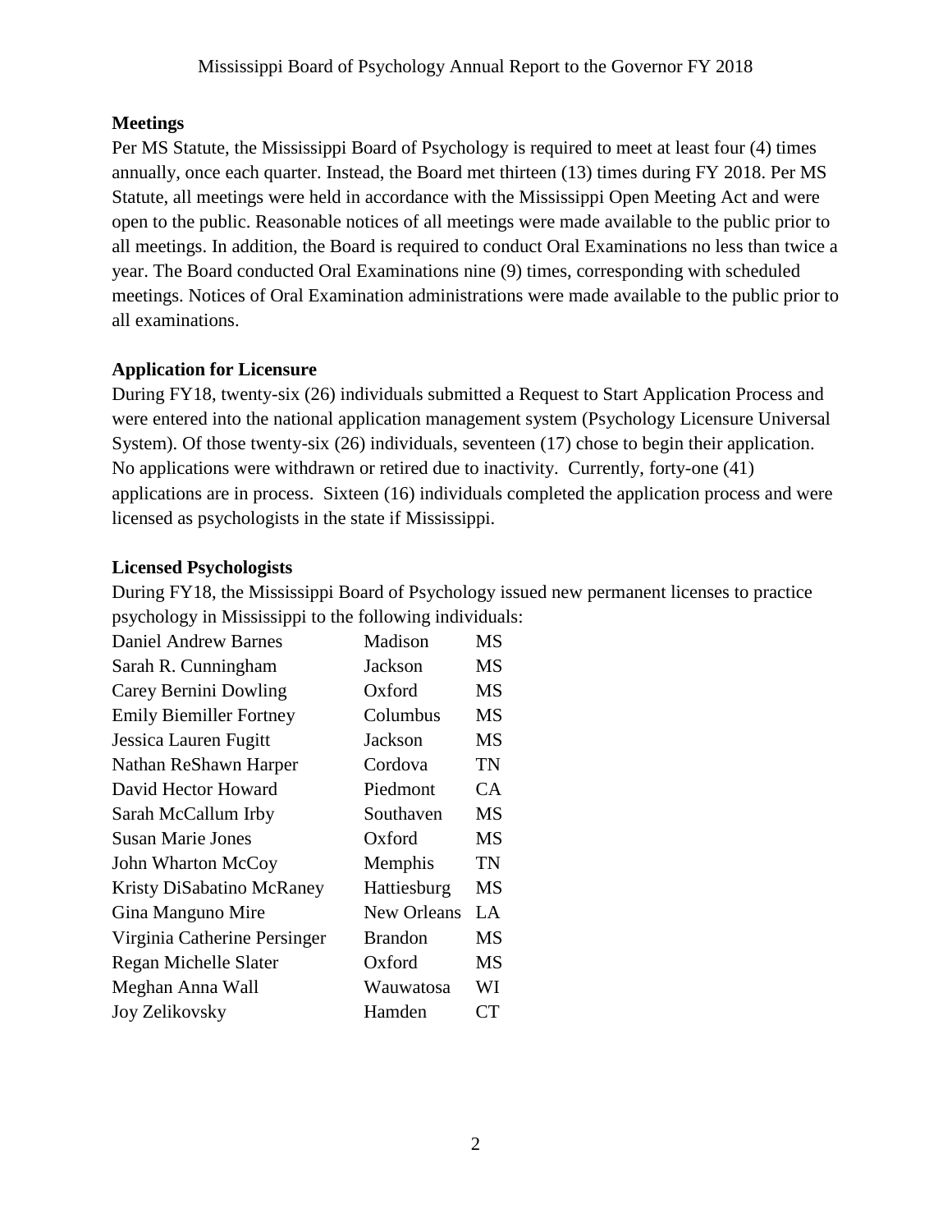**Meetings**

Per MS Statute, the Mississippi Board of Psychology is required to meet at least four (4) times annually, once each quarter. Instead, the Board met thirteen (13) times during FY 2018. Per MS Statute, all meetings were held in accordance with the Mississippi Open Meeting Act and were open to the public. Reasonable notices of all meetings were made available to the public prior to all meetings. In addition, the Board is required to conduct Oral Examinations no less than twice a year. The Board conducted Oral Examinations nine (9) times, corresponding with scheduled meetings. Notices of Oral Examination administrations were made available to the public prior to all examinations.

**Application for Licensure**

During FY18, twenty-six (26) individuals submitted a Request to Start Application Process and were entered into the national application management system (Psychology Licensure Universal System). Of those twenty-six (26) individuals, seventeen (17) chose to begin their application. No applications were withdrawn or retired due to inactivity. Currently, forty-one (41) applications are in process. Sixteen (16) individuals completed the application process and were licensed as psychologists in the state if Mississippi.

**Licensed Psychologists**

During FY18, the Mississippi Board of Psychology issued new permanent licenses to practice psychology in Mississippi to the following individuals:

| | | |
|---|---|---|
| Daniel Andrew Barnes | Madison | MS |
| Sarah R. Cunningham | Jackson | MS |
| Carey Bernini Dowling | Oxford | MS |
| Emily Biemiller Fortney | Columbus | MS |
| Jessica Lauren Fugitt | Jackson | MS |
| Nathan ReShawn Harper | Cordova | TN |
| David Hector Howard | Piedmont | CA |
| Sarah McCallum Irby | Southaven | MS |
| Susan Marie Jones | Oxford | MS |
| John Wharton McCoy | Memphis | TN |
| Kristy DiSabatino McRaney | Hattiesburg | MS |
| Gina Manguno Mire | New Orleans | LA |
| Virginia Catherine Persinger | Brandon | MS |
| Regan Michelle Slater | Oxford | MS |
| Meghan Anna Wall | Wauwatosa | WI |
| Joy Zelikovsky | Hamden | CT |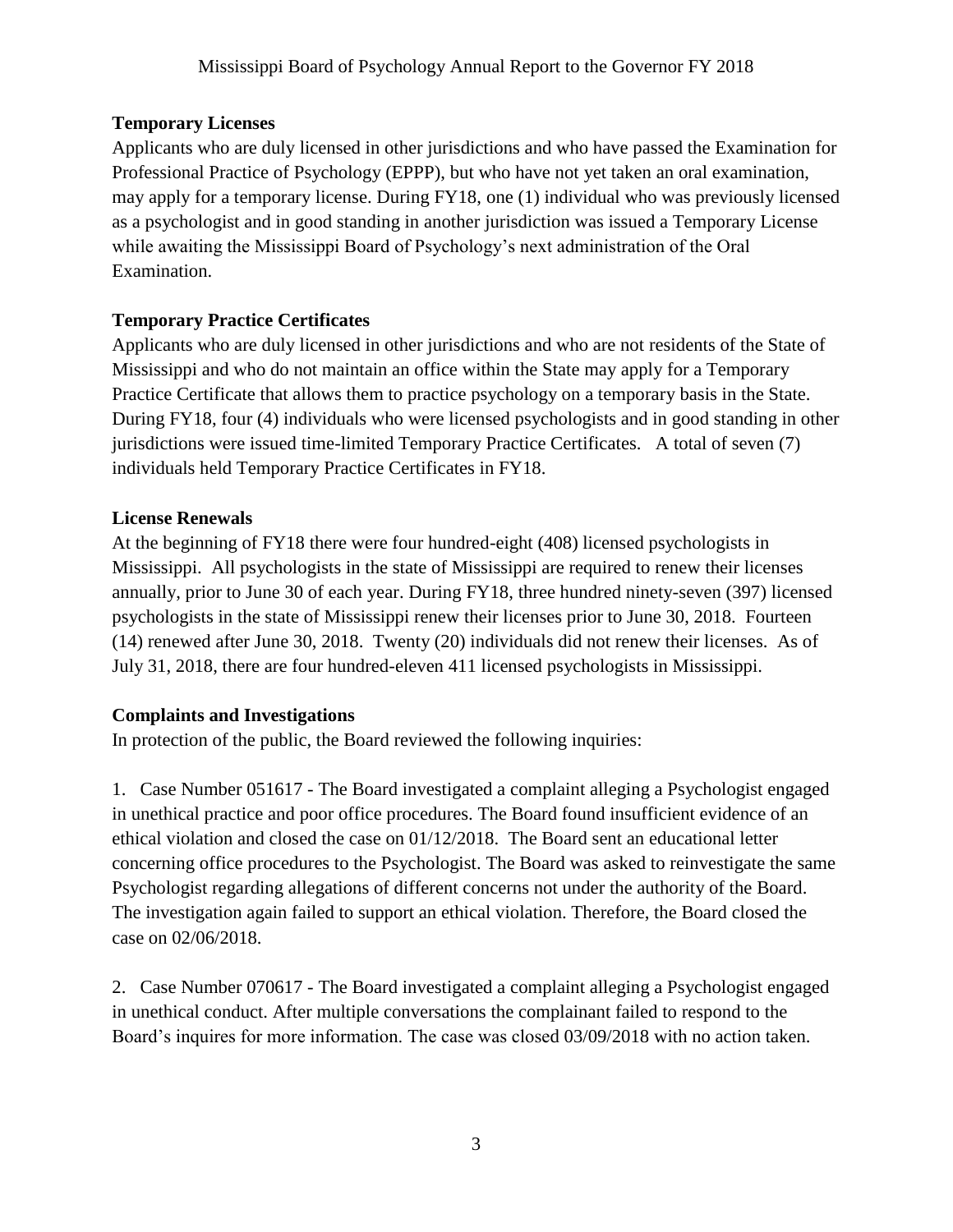### Temporary Licenses

Applicants who are duly licensed in other jurisdictions and who have passed the Examination for Professional Practice of Psychology (EPPP), but who have not yet taken an oral examination, may apply for a temporary license. During FY18, one (1) individual who was previously licensed as a psychologist and in good standing in another jurisdiction was issued a Temporary License while awaiting the Mississippi Board of Psychology's next administration of the Oral Examination.

### Temporary Practice Certificates

Applicants who are duly licensed in other jurisdictions and who are not residents of the State of Mississippi and who do not maintain an office within the State may apply for a Temporary Practice Certificate that allows them to practice psychology on a temporary basis in the State. During FY18, four (4) individuals who were licensed psychologists and in good standing in other jurisdictions were issued time-limited Temporary Practice Certificates. A total of seven (7) individuals held Temporary Practice Certificates in FY18.

### License Renewals

At the beginning of FY18 there were four hundred-eight (408) licensed psychologists in Mississippi. All psychologists in the state of Mississippi are required to renew their licenses annually, prior to June 30 of each year. During FY18, three hundred ninety-seven (397) licensed psychologists in the state of Mississippi renew their licenses prior to June 30, 2018. Fourteen (14) renewed after June 30, 2018. Twenty (20) individuals did not renew their licenses. As of July 31, 2018, there are four hundred-eleven 411 licensed psychologists in Mississippi.

### Complaints and Investigations

In protection of the public, the Board reviewed the following inquiries:

1. Case Number 051617 - The Board investigated a complaint alleging a Psychologist engaged in unethical practice and poor office procedures. The Board found insufficient evidence of an ethical violation and closed the case on 01/12/2018. The Board sent an educational letter concerning office procedures to the Psychologist. The Board was asked to reinvestigate the same Psychologist regarding allegations of different concerns not under the authority of the Board. The investigation again failed to support an ethical violation. Therefore, the Board closed the case on 02/06/2018.

2. Case Number 070617 - The Board investigated a complaint alleging a Psychologist engaged in unethical conduct. After multiple conversations the complainant failed to respond to the Board's inquires for more information. The case was closed 03/09/2018 with no action taken.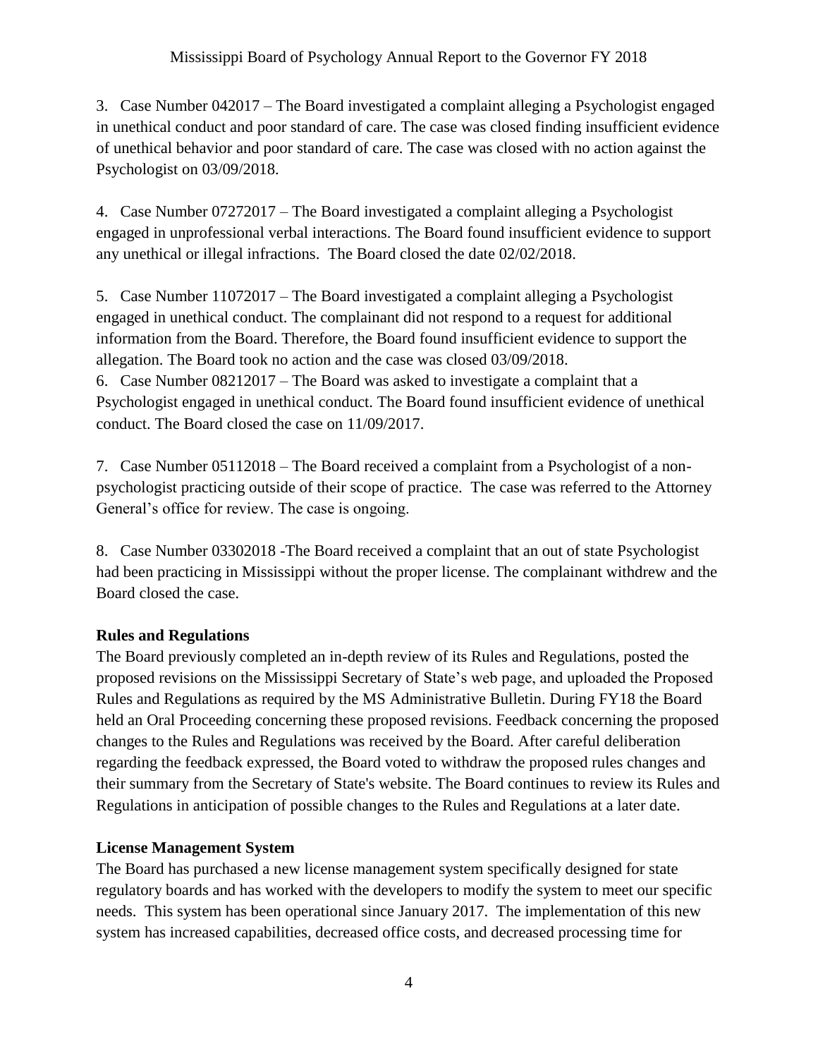3. Case Number 042017 – The Board investigated a complaint alleging a Psychologist engaged in unethical conduct and poor standard of care. The case was closed finding insufficient evidence of unethical behavior and poor standard of care. The case was closed with no action against the Psychologist on 03/09/2018.

4. Case Number 07272017 – The Board investigated a complaint alleging a Psychologist engaged in unprofessional verbal interactions. The Board found insufficient evidence to support any unethical or illegal infractions. The Board closed the date 02/02/2018.

5. Case Number 11072017 – The Board investigated a complaint alleging a Psychologist engaged in unethical conduct. The complainant did not respond to a request for additional information from the Board. Therefore, the Board found insufficient evidence to support the allegation. The Board took no action and the case was closed 03/09/2018.

6. Case Number 08212017 – The Board was asked to investigate a complaint that a Psychologist engaged in unethical conduct. The Board found insufficient evidence of unethical conduct. The Board closed the case on 11/09/2017.

7. Case Number 05112018 – The Board received a complaint from a Psychologist of a non-psychologist practicing outside of their scope of practice. The case was referred to the Attorney General's office for review. The case is ongoing.

8. Case Number 03302018 -The Board received a complaint that an out of state Psychologist had been practicing in Mississippi without the proper license. The complainant withdrew and the Board closed the case.

**Rules and Regulations**

The Board previously completed an in-depth review of its Rules and Regulations, posted the proposed revisions on the Mississippi Secretary of State's web page, and uploaded the Proposed Rules and Regulations as required by the MS Administrative Bulletin. During FY18 the Board held an Oral Proceeding concerning these proposed revisions. Feedback concerning the proposed changes to the Rules and Regulations was received by the Board. After careful deliberation regarding the feedback expressed, the Board voted to withdraw the proposed rules changes and their summary from the Secretary of State's website. The Board continues to review its Rules and Regulations in anticipation of possible changes to the Rules and Regulations at a later date.

**License Management System**

The Board has purchased a new license management system specifically designed for state regulatory boards and has worked with the developers to modify the system to meet our specific needs. This system has been operational since January 2017. The implementation of this new system has increased capabilities, decreased office costs, and decreased processing time for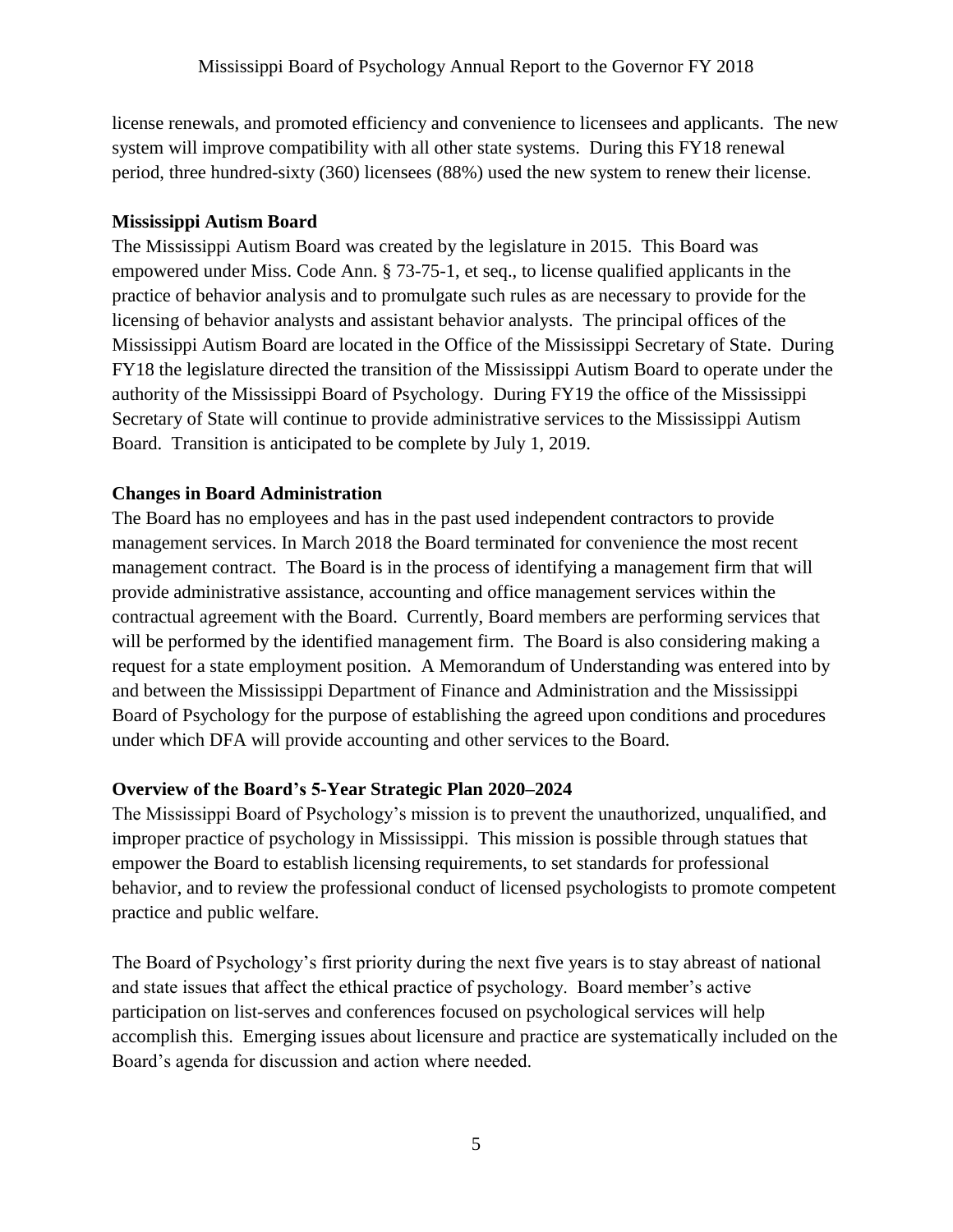license renewals, and promoted efficiency and convenience to licensees and applicants. The new system will improve compatibility with all other state systems. During this FY18 renewal period, three hundred-sixty (360) licensees (88%) used the new system to renew their license.

**Mississippi Autism Board**

The Mississippi Autism Board was created by the legislature in 2015. This Board was empowered under Miss. Code Ann. § 73-75-1, et seq., to license qualified applicants in the practice of behavior analysis and to promulgate such rules as are necessary to provide for the licensing of behavior analysts and assistant behavior analysts. The principal offices of the Mississippi Autism Board are located in the Office of the Mississippi Secretary of State. During FY18 the legislature directed the transition of the Mississippi Autism Board to operate under the authority of the Mississippi Board of Psychology. During FY19 the office of the Mississippi Secretary of State will continue to provide administrative services to the Mississippi Autism Board. Transition is anticipated to be complete by July 1, 2019.

**Changes in Board Administration**

The Board has no employees and has in the past used independent contractors to provide management services. In March 2018 the Board terminated for convenience the most recent management contract. The Board is in the process of identifying a management firm that will provide administrative assistance, accounting and office management services within the contractual agreement with the Board. Currently, Board members are performing services that will be performed by the identified management firm. The Board is also considering making a request for a state employment position. A Memorandum of Understanding was entered into by and between the Mississippi Department of Finance and Administration and the Mississippi Board of Psychology for the purpose of establishing the agreed upon conditions and procedures under which DFA will provide accounting and other services to the Board.

**Overview of the Board's 5-Year Strategic Plan 2020–2024**

The Mississippi Board of Psychology's mission is to prevent the unauthorized, unqualified, and improper practice of psychology in Mississippi. This mission is possible through statues that empower the Board to establish licensing requirements, to set standards for professional behavior, and to review the professional conduct of licensed psychologists to promote competent practice and public welfare.

The Board of Psychology's first priority during the next five years is to stay abreast of national and state issues that affect the ethical practice of psychology. Board member's active participation on list-serves and conferences focused on psychological services will help accomplish this. Emerging issues about licensure and practice are systematically included on the Board's agenda for discussion and action where needed.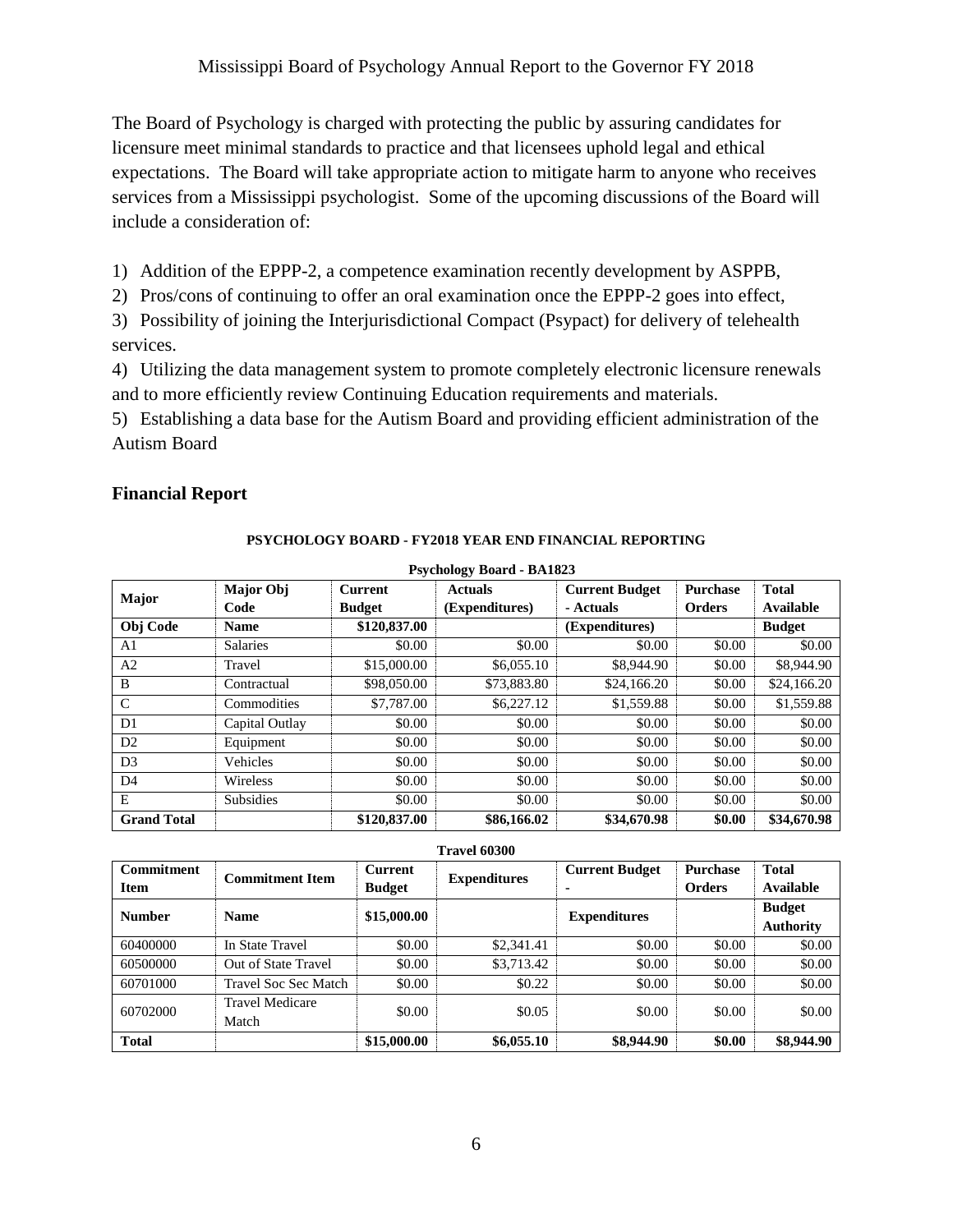The Board of Psychology is charged with protecting the public by assuring candidates for licensure meet minimal standards to practice and that licensees uphold legal and ethical expectations. The Board will take appropriate action to mitigate harm to anyone who receives services from a Mississippi psychologist. Some of the upcoming discussions of the Board will include a consideration of:

1) Addition of the EPPP-2, a competence examination recently development by ASPPB,
2) Pros/cons of continuing to offer an oral examination once the EPPP-2 goes into effect,
3) Possibility of joining the Interjurisdictional Compact (Psypact) for delivery of telehealth services.
4) Utilizing the data management system to promote completely electronic licensure renewals and to more efficiently review Continuing Education requirements and materials.
5) Establishing a data base for the Autism Board and providing efficient administration of the Autism Board

## Financial Report

**PSYCHOLOGY BOARD - FY2018 YEAR END FINANCIAL REPORTING**

**Psychology Board - BA1823**

| Major | Major Obj Code | Current Budget | Actuals (Expenditures) | Current Budget - Actuals | Purchase Orders | Total Available |
|---|---|---|---|---|---|---|
| **Obj Code** | **Name** | **\$120,837.00** | | **(Expenditures)** | | **Budget** |
| A1 | Salaries | \$0.00 | \$0.00 | \$0.00 | \$0.00 | \$0.00 |
| A2 | Travel | \$15,000.00 | \$6,055.10 | \$8,944.90 | \$0.00 | \$8,944.90 |
| B | Contractual | \$98,050.00 | \$73,883.80 | \$24,166.20 | \$0.00 | \$24,166.20 |
| C | Commodities | \$7,787.00 | \$6,227.12 | \$1,559.88 | \$0.00 | \$1,559.88 |
| D1 | Capital Outlay | \$0.00 | \$0.00 | \$0.00 | \$0.00 | \$0.00 |
| D2 | Equipment | \$0.00 | \$0.00 | \$0.00 | \$0.00 | \$0.00 |
| D3 | Vehicles | \$0.00 | \$0.00 | \$0.00 | \$0.00 | \$0.00 |
| D4 | Wireless | \$0.00 | \$0.00 | \$0.00 | \$0.00 | \$0.00 |
| E | Subsidies | \$0.00 | \$0.00 | \$0.00 | \$0.00 | \$0.00 |
| **Grand Total** | | **\$120,837.00** | **\$86,166.02** | **\$34,670.98** | **\$0.00** | **\$34,670.98** |

**Travel 60300**

| Commitment Item | Commitment Item | Current Budget | Expenditures | Current Budget - | Purchase Orders | Total Available |
|---|---|---|---|---|---|---|
| **Number** | **Name** | **\$15,000.00** | | **Expenditures** | | **Budget Authority** |
| 60400000 | In State Travel | \$0.00 | \$2,341.41 | \$0.00 | \$0.00 | \$0.00 |
| 60500000 | Out of State Travel | \$0.00 | \$3,713.42 | \$0.00 | \$0.00 | \$0.00 |
| 60701000 | Travel Soc Sec Match | \$0.00 | \$0.22 | \$0.00 | \$0.00 | \$0.00 |
| 60702000 | Travel Medicare Match | \$0.00 | \$0.05 | \$0.00 | \$0.00 | \$0.00 |
| **Total** | | **\$15,000.00** | **\$6,055.10** | **\$8,944.90** | **\$0.00** | **\$8,944.90** |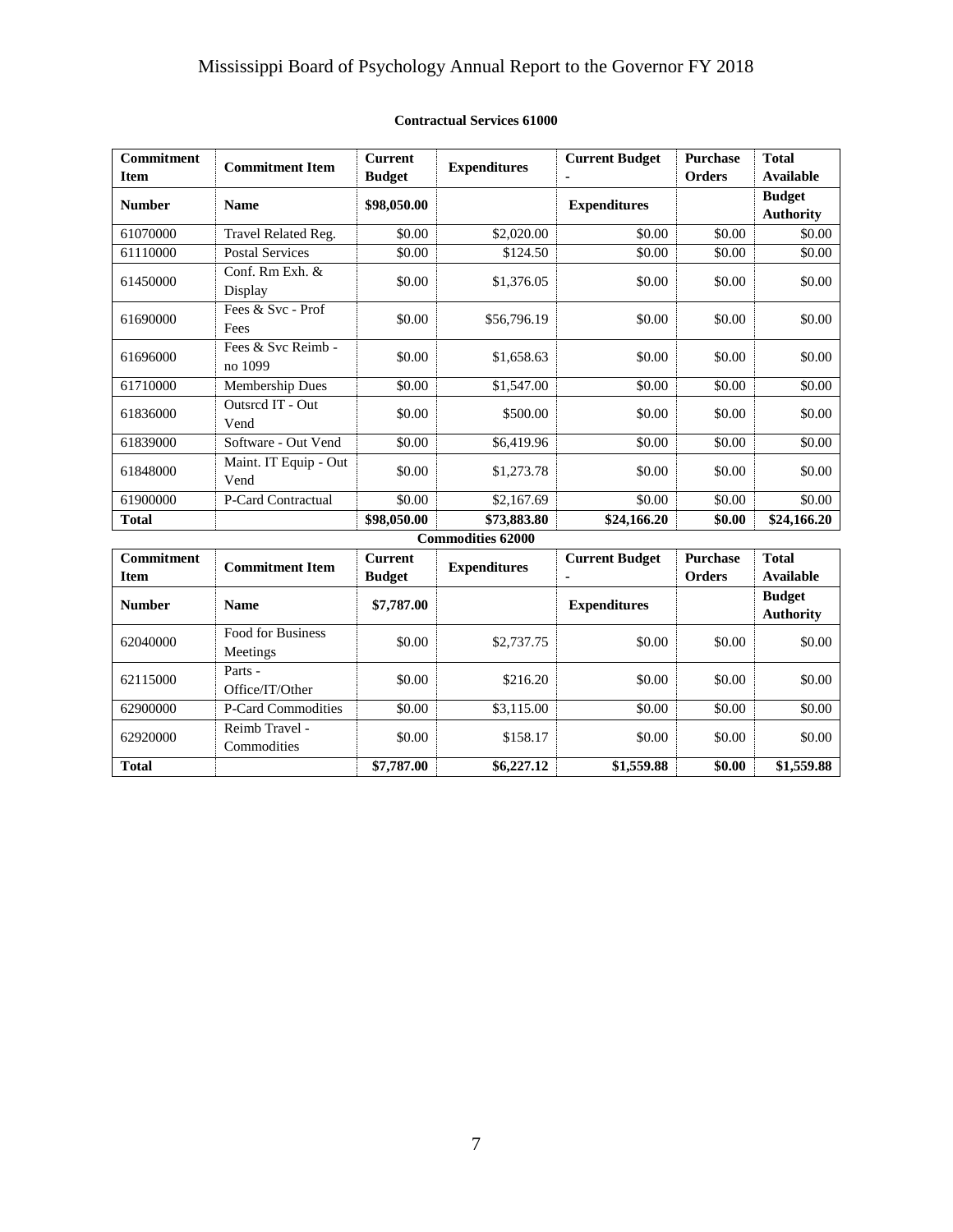# Mississippi Board of Psychology Annual Report to the Governor FY 2018

**Contractual Services 61000**

| Commitment Item | Commitment Item | Current Budget | Expenditures | Current Budget - | Purchase Orders | Total Available |
|---|---|---|---|---|---|---|
| **Number** | **Name** | **$98,050.00** | | **Expenditures** | | **Budget Authority** |
| 61070000 | Travel Related Reg. | $0.00 | $2,020.00 | $0.00 | $0.00 | $0.00 |
| 61110000 | Postal Services | $0.00 | $124.50 | $0.00 | $0.00 | $0.00 |
| 61450000 | Conf. Rm Exh. & Display | $0.00 | $1,376.05 | $0.00 | $0.00 | $0.00 |
| 61690000 | Fees & Svc - Prof Fees | $0.00 | $56,796.19 | $0.00 | $0.00 | $0.00 |
| 61696000 | Fees & Svc Reimb - no 1099 | $0.00 | $1,658.63 | $0.00 | $0.00 | $0.00 |
| 61710000 | Membership Dues | $0.00 | $1,547.00 | $0.00 | $0.00 | $0.00 |
| 61836000 | Outsrcd IT - Out Vend | $0.00 | $500.00 | $0.00 | $0.00 | $0.00 |
| 61839000 | Software - Out Vend | $0.00 | $6,419.96 | $0.00 | $0.00 | $0.00 |
| 61848000 | Maint. IT Equip - Out Vend | $0.00 | $1,273.78 | $0.00 | $0.00 | $0.00 |
| 61900000 | P-Card Contractual | $0.00 | $2,167.69 | $0.00 | $0.00 | $0.00 |
| **Total** | | **$98,050.00** | **$73,883.80** | **$24,166.20** | **$0.00** | **$24,166.20** |

**Commodities 62000**

| Commitment Item | Commitment Item | Current Budget | Expenditures | Current Budget - | Purchase Orders | Total Available |
|---|---|---|---|---|---|---|
| **Number** | **Name** | **$7,787.00** | | **Expenditures** | | **Budget Authority** |
| 62040000 | Food for Business Meetings | $0.00 | $2,737.75 | $0.00 | $0.00 | $0.00 |
| 62115000 | Parts - Office/IT/Other | $0.00 | $216.20 | $0.00 | $0.00 | $0.00 |
| 62900000 | P-Card Commodities | $0.00 | $3,115.00 | $0.00 | $0.00 | $0.00 |
| 62920000 | Reimb Travel - Commodities | $0.00 | $158.17 | $0.00 | $0.00 | $0.00 |
| **Total** | | **$7,787.00** | **$6,227.12** | **$1,559.88** | **$0.00** | **$1,559.88** |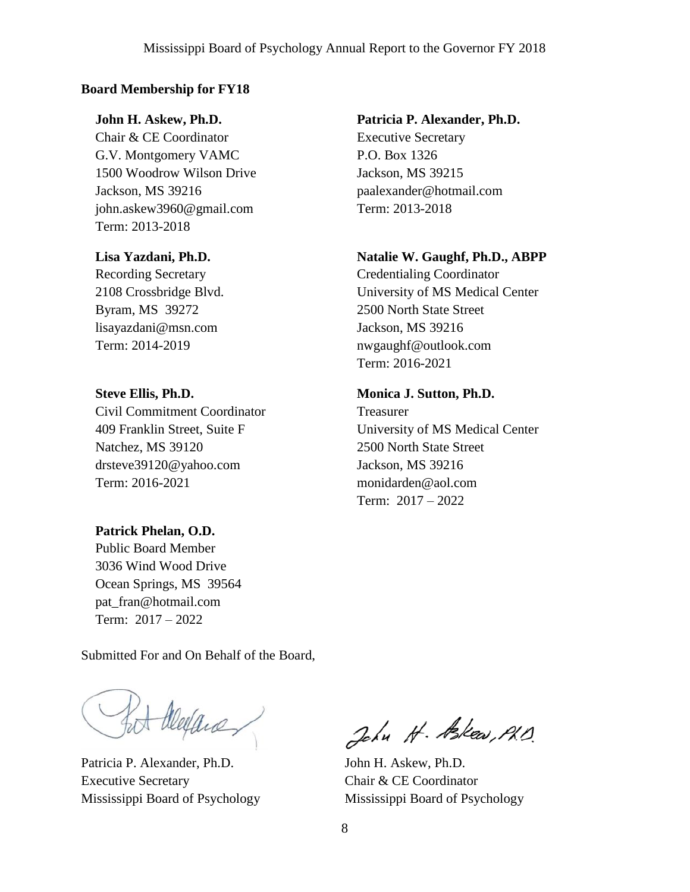**Board Membership for FY18**

**John H. Askew, Ph.D.**
Chair & CE Coordinator
G.V. Montgomery VAMC
1500 Woodrow Wilson Drive
Jackson, MS 39216
john.askew3960@gmail.com
Term: 2013-2018

**Patricia P. Alexander, Ph.D.**
Executive Secretary
P.O. Box 1326
Jackson, MS 39215
paalexander@hotmail.com
Term: 2013-2018

**Lisa Yazdani, Ph.D.**
Recording Secretary
2108 Crossbridge Blvd.
Byram, MS 39272
lisayazdani@msn.com
Term: 2014-2019

**Natalie W. Gaughf, Ph.D., ABPP**
Credentialing Coordinator
University of MS Medical Center
2500 North State Street
Jackson, MS 39216
nwgaughf@outlook.com
Term: 2016-2021

**Steve Ellis, Ph.D.**
Civil Commitment Coordinator
409 Franklin Street, Suite F
Natchez, MS 39120
drsteve39120@yahoo.com
Term: 2016-2021

**Monica J. Sutton, Ph.D.**
Treasurer
University of MS Medical Center
2500 North State Street
Jackson, MS 39216
monidarden@aol.com
Term: 2017 – 2022

**Patrick Phelan, O.D.**
Public Board Member
3036 Wind Wood Drive
Ocean Springs, MS 39564
pat_fran@hotmail.com
Term: 2017 – 2022

Submitted For and On Behalf of the Board,

Patricia P. Alexander, Ph.D.
Executive Secretary
Mississippi Board of Psychology

John H. Askew, Ph.D.
Chair & CE Coordinator
Mississippi Board of Psychology